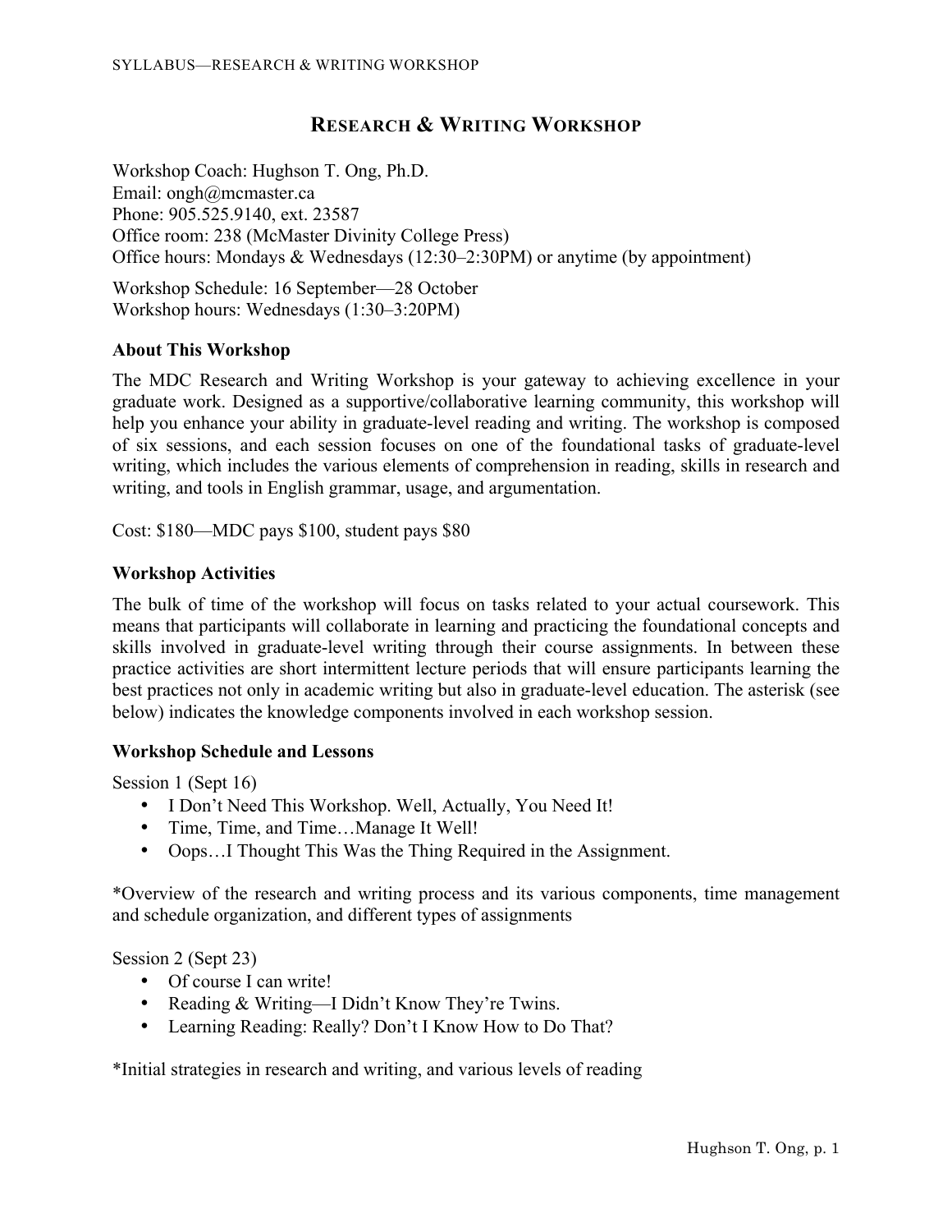# Research & Writing Workshop

Workshop Coach: Hughson T. Ong, Ph.D.
Email: ongh@mcmaster.ca
Phone: 905.525.9140, ext. 23587
Office room: 238 (McMaster Divinity College Press)
Office hours: Mondays & Wednesdays (12:30–2:30PM) or anytime (by appointment)

Workshop Schedule: 16 September—28 October
Workshop hours: Wednesdays (1:30–3:20PM)

### About This Workshop

The MDC Research and Writing Workshop is your gateway to achieving excellence in your graduate work. Designed as a supportive/collaborative learning community, this workshop will help you enhance your ability in graduate-level reading and writing. The workshop is composed of six sessions, and each session focuses on one of the foundational tasks of graduate-level writing, which includes the various elements of comprehension in reading, skills in research and writing, and tools in English grammar, usage, and argumentation.

Cost: $180—MDC pays $100, student pays $80

### Workshop Activities

The bulk of time of the workshop will focus on tasks related to your actual coursework. This means that participants will collaborate in learning and practicing the foundational concepts and skills involved in graduate-level writing through their course assignments. In between these practice activities are short intermittent lecture periods that will ensure participants learning the best practices not only in academic writing but also in graduate-level education. The asterisk (see below) indicates the knowledge components involved in each workshop session.

### Workshop Schedule and Lessons

Session 1 (Sept 16)

- I Don't Need This Workshop. Well, Actually, You Need It!
- Time, Time, and Time…Manage It Well!
- Oops…I Thought This Was the Thing Required in the Assignment.

*Overview of the research and writing process and its various components, time management and schedule organization, and different types of assignments

Session 2 (Sept 23)

- Of course I can write!
- Reading & Writing—I Didn't Know They're Twins.
- Learning Reading: Really? Don't I Know How to Do That?

*Initial strategies in research and writing, and various levels of reading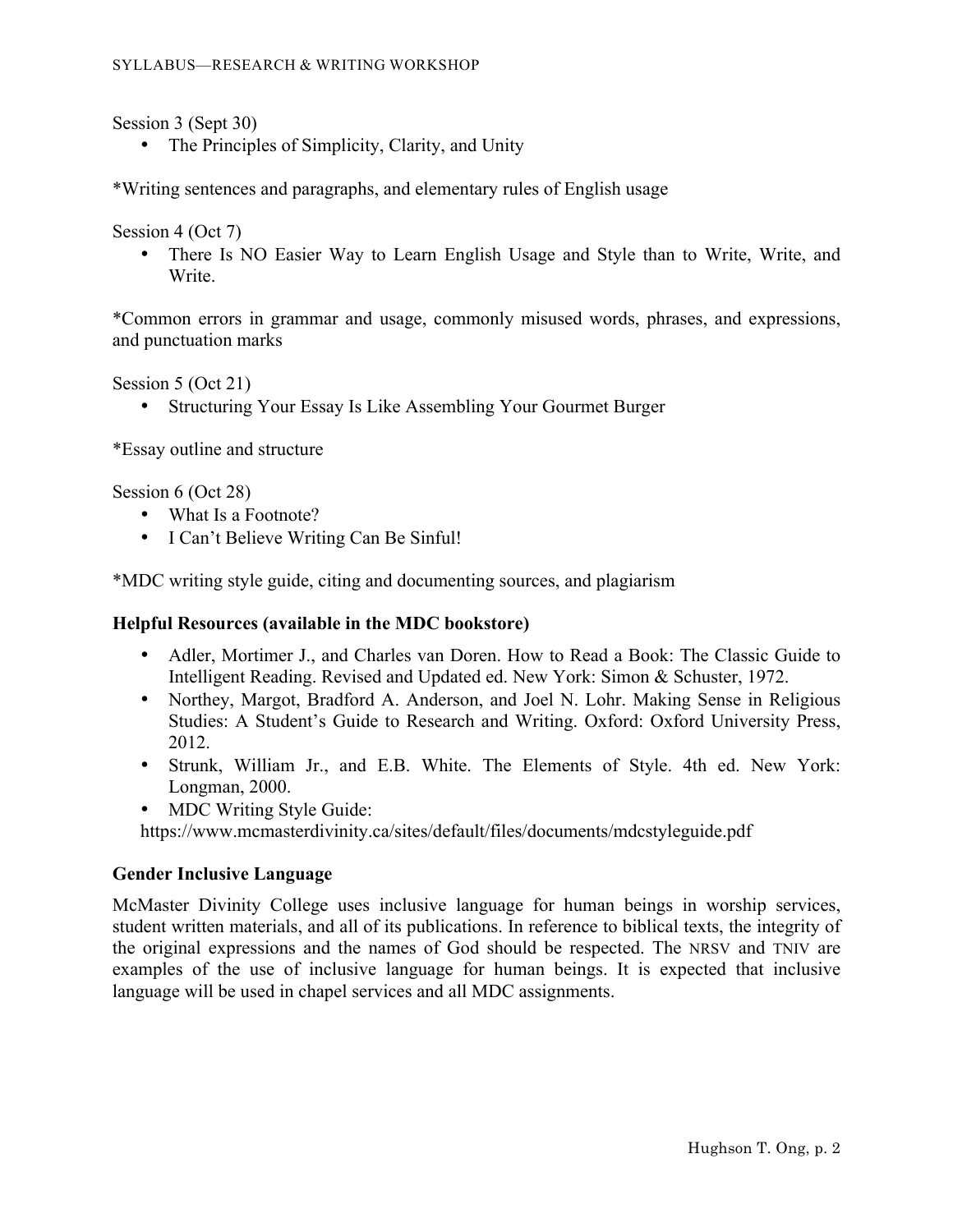Session 3 (Sept 30)

- The Principles of Simplicity, Clarity, and Unity

*Writing sentences and paragraphs, and elementary rules of English usage

Session 4 (Oct 7)

- There Is NO Easier Way to Learn English Usage and Style than to Write, Write, and Write.

*Common errors in grammar and usage, commonly misused words, phrases, and expressions, and punctuation marks

Session 5 (Oct 21)

- Structuring Your Essay Is Like Assembling Your Gourmet Burger

*Essay outline and structure

Session 6 (Oct 28)

- What Is a Footnote?
- I Can't Believe Writing Can Be Sinful!

*MDC writing style guide, citing and documenting sources, and plagiarism

**Helpful Resources (available in the MDC bookstore)**

- Adler, Mortimer J., and Charles van Doren. How to Read a Book: The Classic Guide to Intelligent Reading. Revised and Updated ed. New York: Simon & Schuster, 1972.
- Northey, Margot, Bradford A. Anderson, and Joel N. Lohr. Making Sense in Religious Studies: A Student's Guide to Research and Writing. Oxford: Oxford University Press, 2012.
- Strunk, William Jr., and E.B. White. The Elements of Style. 4th ed. New York: Longman, 2000.
- MDC Writing Style Guide: https://www.mcmasterdivinity.ca/sites/default/files/documents/mdcstyleguide.pdf

**Gender Inclusive Language**

McMaster Divinity College uses inclusive language for human beings in worship services, student written materials, and all of its publications. In reference to biblical texts, the integrity of the original expressions and the names of God should be respected. The NRSV and TNIV are examples of the use of inclusive language for human beings. It is expected that inclusive language will be used in chapel services and all MDC assignments.